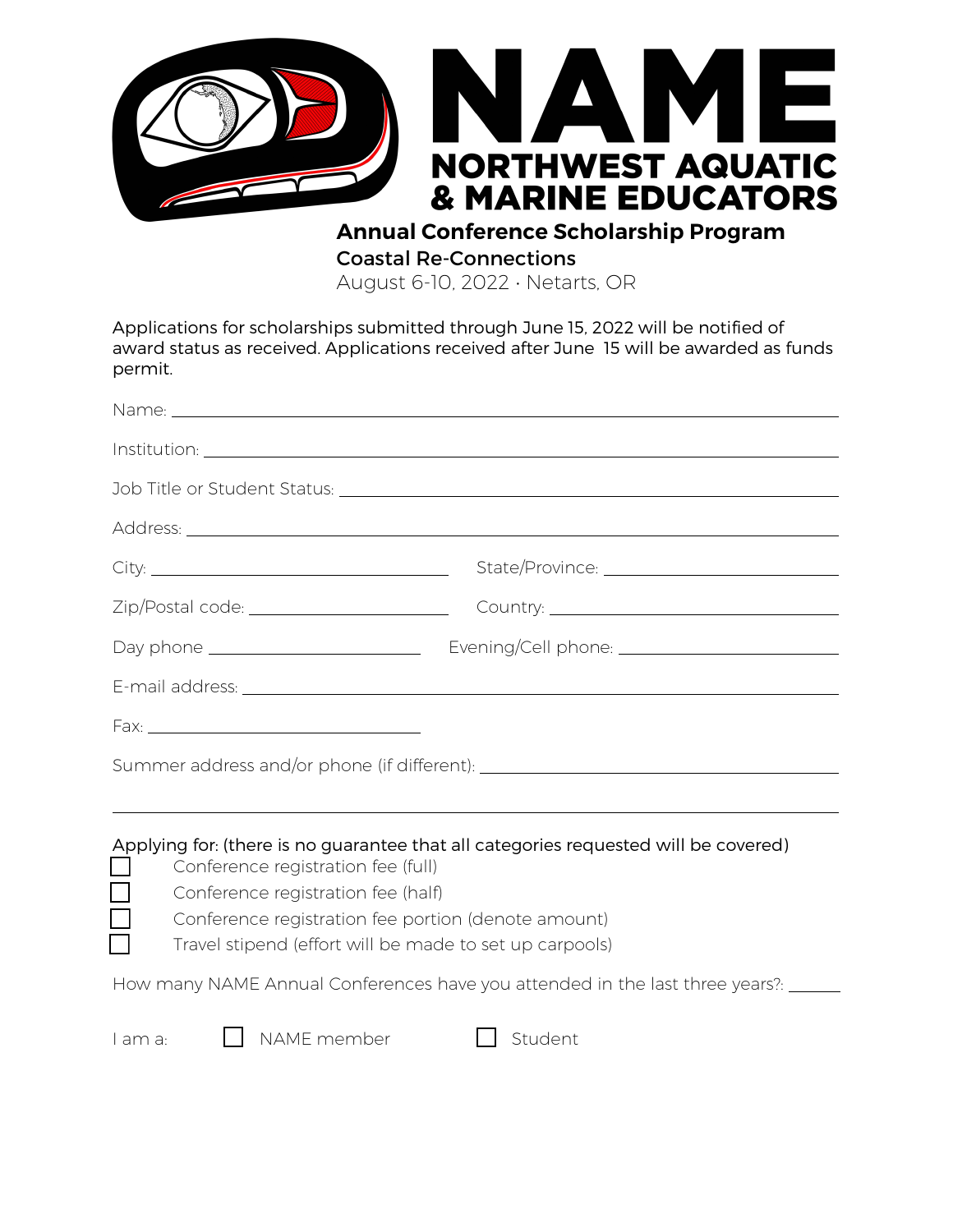# NAME

## NORTHWEST AQUATIC & MARINE EDUCATORS

### Annual Conference Scholarship Program

**Coastal Re-Connections**

August 6-10, 2022 · Netarts, OR

Applications for scholarships submitted through June 15, 2022 will be notified of award status as received. Applications received after June 15 will be awarded as funds permit.

Name: ______________________________

Institution: ______________________________

Job Title or Student Status: ______________________________

Address: ______________________________

City: ______________________________ State/Province: ______________________________

Zip/Postal code: ______________________________ Country: ______________________________

Day phone ______________________________ Evening/Cell phone: ______________________________

E-mail address: ______________________________

Fax: ______________________________

Summer address and/or phone (if different): ______________________________

______________________________

Applying for: (there is no guarantee that all categories requested will be covered)

- ☐ Conference registration fee (full)
- ☐ Conference registration fee (half)
- ☐ Conference registration fee portion (denote amount)
- ☐ Travel stipend (effort will be made to set up carpools)

How many NAME Annual Conferences have you attended in the last three years?: ______

I am a: ☐ NAME member ☐ Student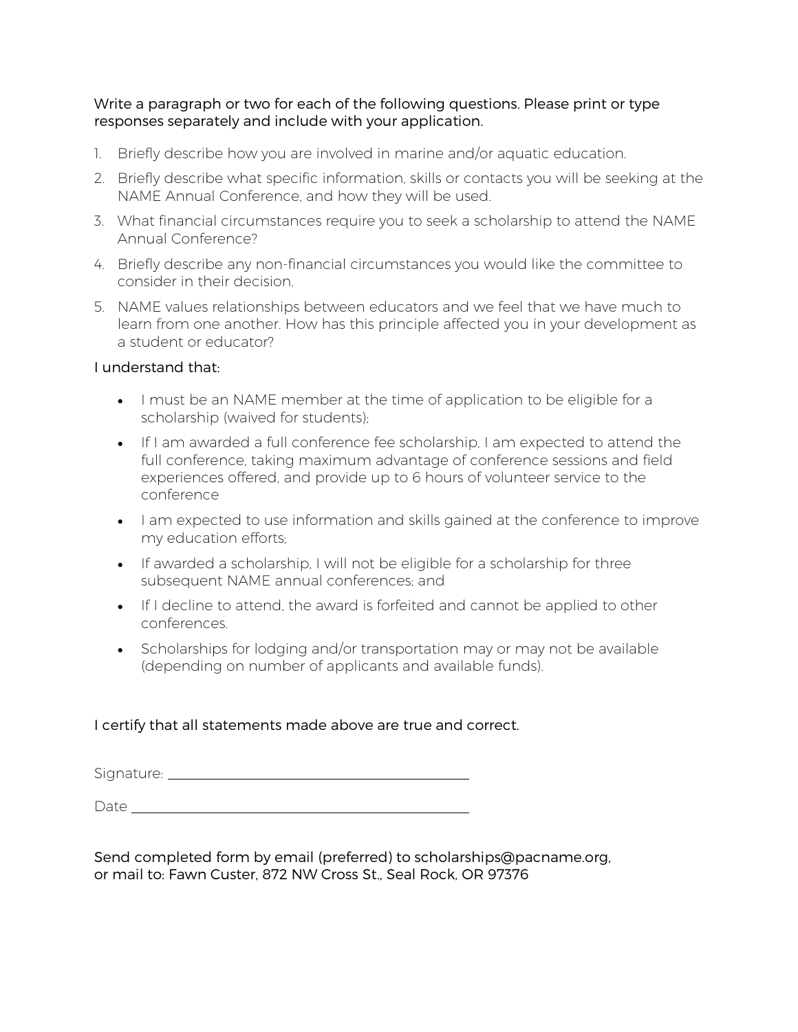Write a paragraph or two for each of the following questions. Please print or type responses separately and include with your application.

1. Briefly describe how you are involved in marine and/or aquatic education.
2. Briefly describe what specific information, skills or contacts you will be seeking at the NAME Annual Conference, and how they will be used.
3. What financial circumstances require you to seek a scholarship to attend the NAME Annual Conference?
4. Briefly describe any non-financial circumstances you would like the committee to consider in their decision.
5. NAME values relationships between educators and we feel that we have much to learn from one another. How has this principle affected you in your development as a student or educator?

I understand that:

- I must be an NAME member at the time of application to be eligible for a scholarship (waived for students);
- If I am awarded a full conference fee scholarship, I am expected to attend the full conference, taking maximum advantage of conference sessions and field experiences offered, and provide up to 6 hours of volunteer service to the conference
- I am expected to use information and skills gained at the conference to improve my education efforts;
- If awarded a scholarship, I will not be eligible for a scholarship for three subsequent NAME annual conferences; and
- If I decline to attend, the award is forfeited and cannot be applied to other conferences.
- Scholarships for lodging and/or transportation may or may not be available (depending on number of applicants and available funds).

I certify that all statements made above are true and correct.

Signature: ______________________________

Date ______________________________

Send completed form by email (preferred) to scholarships@pacname.org, or mail to: Fawn Custer, 872 NW Cross St., Seal Rock, OR 97376